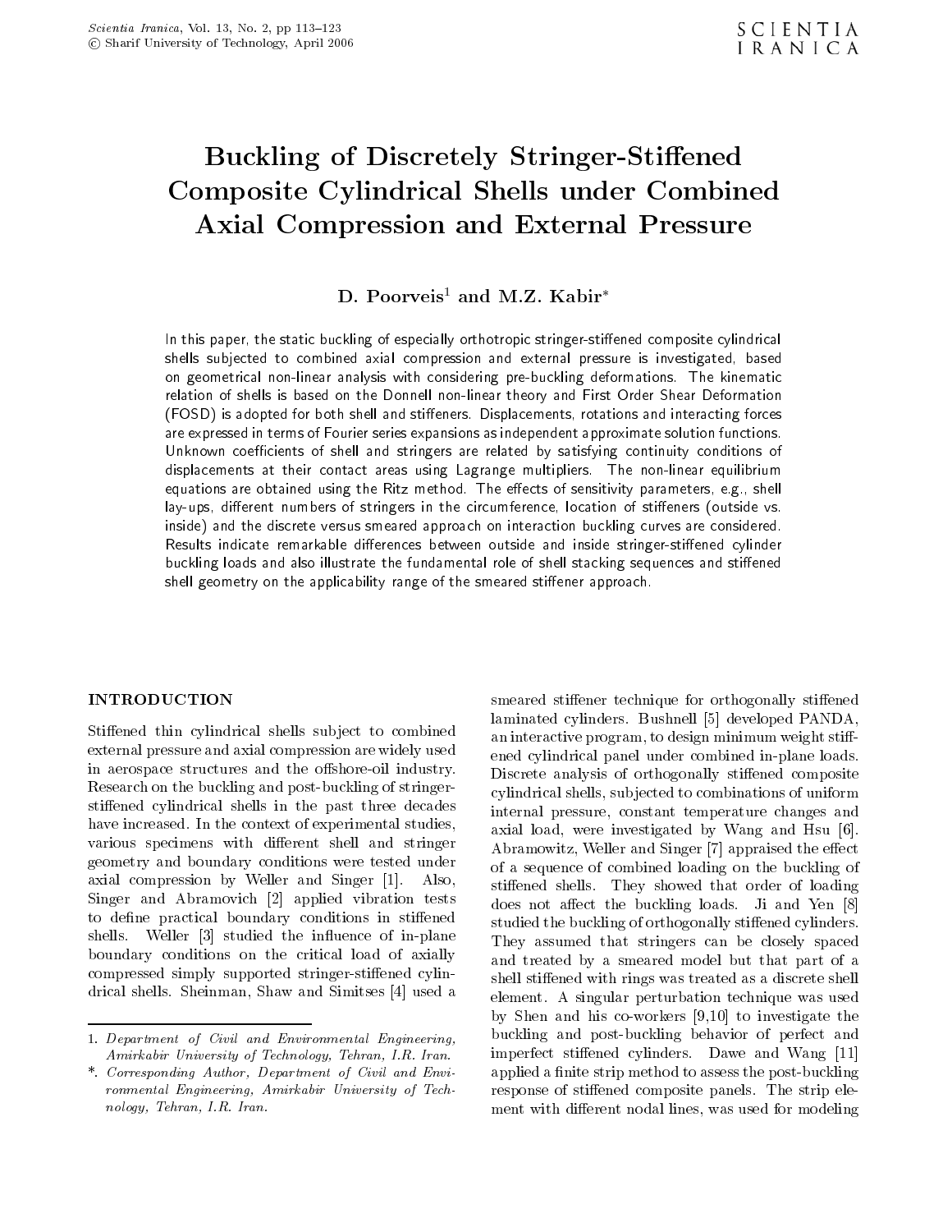# Buckling of Discretely Stringer-Stiffened Composite Cylindrical Shells under Combined Axial Compression and External Pressure

**D. Poorveis[1] and M.Z. Kabir***

In this paper, the static buckling of especially orthotropic stringer-stiffened composite cylindrical shells subjected to combined axial compression and external pressure is investigated, based on geometrical non-linear analysis with considering pre-buckling deformations. The kinematic relation of shells is based on the Donnell non-linear theory and First Order Shear Deformation (FOSD) is adopted for both shell and stiffeners. Displacements, rotations and interacting forces are expressed in terms of Fourier series expansions as independent approximate solution functions. Unknown coefficients of shell and stringers are related by satisfying continuity conditions of displacements at their contact areas using Lagrange multipliers. The non-linear equilibrium equations are obtained using the Ritz method. The effects of sensitivity parameters, e.g., shell lay-ups, different numbers of stringers in the circumference, location of stiffeners (outside vs. inside) and the discrete versus smeared approach on interaction buckling curves are considered. Results indicate remarkable differences between outside and inside stringer-stiffened cylinder buckling loads and also illustrate the fundamental role of shell stacking sequences and stiffened shell geometry on the applicability range of the smeared stiffener approach.

## INTRODUCTION

Stiffened thin cylindrical shells subject to combined external pressure and axial compression are widely used in aerospace structures and the offshore-oil industry. Research on the buckling and post-buckling of stringer-stiffened cylindrical shells in the past three decades have increased. In the context of experimental studies, various specimens with different shell and stringer geometry and boundary conditions were tested under axial compression by Weller and Singer [1]. Also, Singer and Abramovich [2] applied vibration tests to define practical boundary conditions in stiffened shells. Weller [3] studied the influence of in-plane boundary conditions on the critical load of axially compressed simply supported stringer-stiffened cylindrical shells. Sheinman, Shaw and Simitses [4] used a smeared stiffener technique for orthogonally stiffened laminated cylinders. Bushnell [5] developed PANDA, an interactive program, to design minimum weight stiffened cylindrical panel under combined in-plane loads. Discrete analysis of orthogonally stiffened composite cylindrical shells, subjected to combinations of uniform internal pressure, constant temperature changes and axial load, were investigated by Wang and Hsu [6]. Abramowitz, Weller and Singer [7] appraised the effect of a sequence of combined loading on the buckling of stiffened shells. They showed that order of loading does not affect the buckling loads. Ji and Yen [8] studied the buckling of orthogonally stiffened cylinders. They assumed that stringers can be closely spaced and treated by a smeared model but that part of a shell stiffened with rings was treated as a discrete shell element. A singular perturbation technique was used by Shen and his co-workers [9,10] to investigate the buckling and post-buckling behavior of perfect and imperfect stiffened cylinders. Dawe and Wang [11] applied a finite strip method to assess the post-buckling response of stiffened composite panels. The strip element with different nodal lines, was used for modeling

1. *Department of Civil and Environmental Engineering, Amirkabir University of Technology, Tehran, I.R. Iran.*

\*. *Corresponding Author, Department of Civil and Environmental Engineering, Amirkabir University of Technology, Tehran, I.R. Iran.*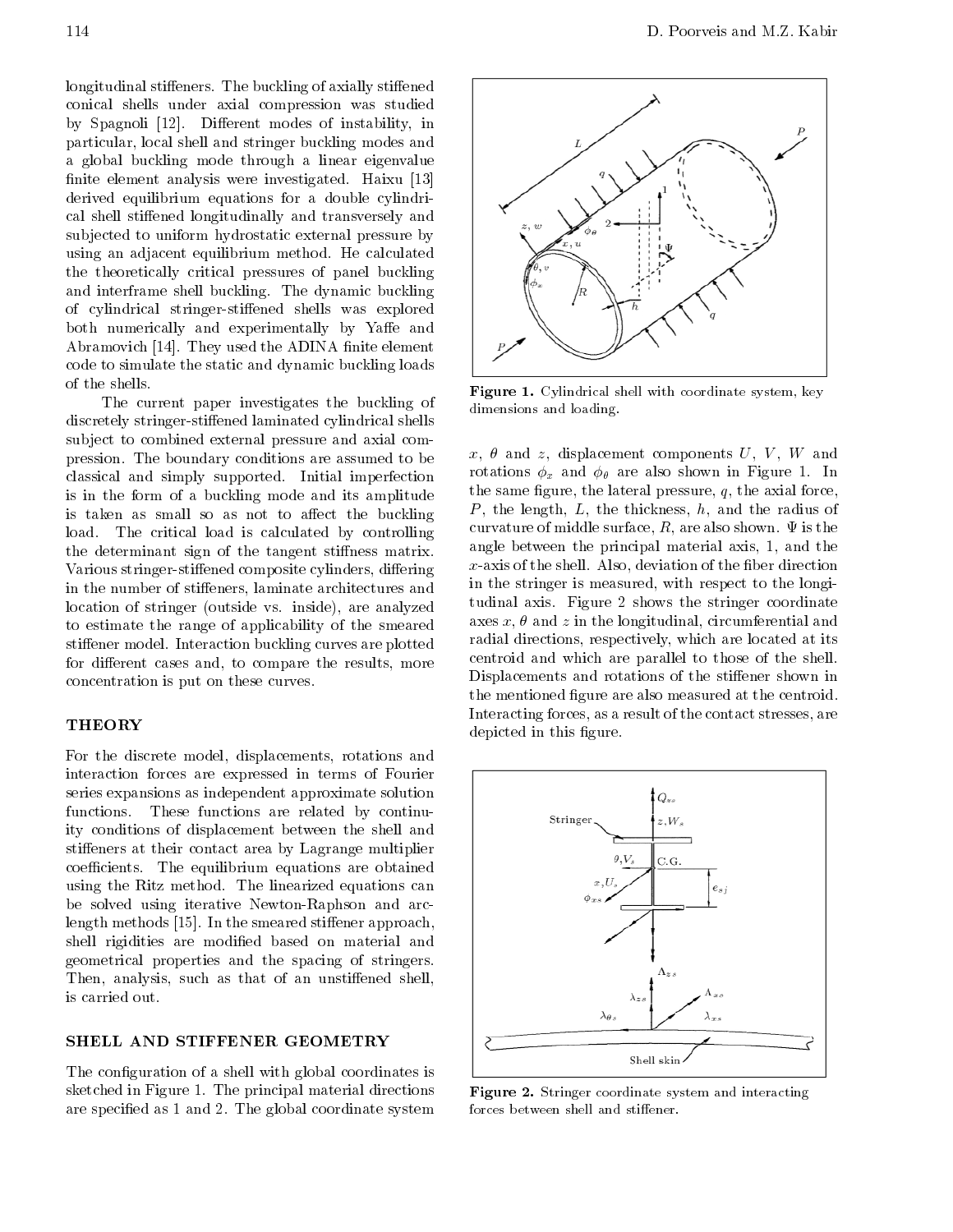longitudinal stiffeners. The buckling of axially stiffened conical shells under axial compression was studied by Spagnoli [12]. Different modes of instability, in particular, local shell and stringer buckling modes and a global buckling mode through a linear eigenvalue finite element analysis were investigated. Haixu [13] derived equilibrium equations for a double cylindrical shell stiffened longitudinally and transversely and subjected to uniform hydrostatic external pressure by using an adjacent equilibrium method. He calculated the theoretically critical pressures of panel buckling and interframe shell buckling. The dynamic buckling of cylindrical stringer-stiffened shells was explored both numerically and experimentally by Yaffe and Abramovich [14]. They used the ADINA finite element code to simulate the static and dynamic buckling loads of the shells.

The current paper investigates the buckling of discretely stringer-stiffened laminated cylindrical shells subject to combined external pressure and axial compression. The boundary conditions are assumed to be classical and simply supported. Initial imperfection is in the form of a buckling mode and its amplitude is taken as small so as not to affect the buckling load. The critical load is calculated by controlling the determinant sign of the tangent stiffness matrix. Various stringer-stiffened composite cylinders, differing in the number of stiffeners, laminate architectures and location of stringer (outside vs. inside), are analyzed to estimate the range of applicability of the smeared stiffener model. Interaction buckling curves are plotted for different cases and, to compare the results, more concentration is put on these curves.

## THEORY

For the discrete model, displacements, rotations and interaction forces are expressed in terms of Fourier series expansions as independent approximate solution functions. These functions are related by continuity conditions of displacement between the shell and stiffeners at their contact area by Lagrange multiplier coefficients. The equilibrium equations are obtained using the Ritz method. The linearized equations can be solved using iterative Newton-Raphson and arc-length methods [15]. In the smeared stiffener approach, shell rigidities are modified based on material and geometrical properties and the spacing of stringers. Then, analysis, such as that of an unstiffened shell, is carried out.

## SHELL AND STIFFENER GEOMETRY

The configuration of a shell with global coordinates is sketched in Figure 1. The principal material directions are specified as 1 and 2. The global coordinate system $x$, $\theta$ and $z$, displacement components $U$, $V$, $W$ and rotations $\phi_x$ and $\phi_\theta$ are also shown in Figure 1. In the same figure, the lateral pressure, $q$, the axial force, $P$, the length, $L$, the thickness, $h$, and the radius of curvature of middle surface, $R$, are also shown. $\Psi$ is the angle between the principal material axis, 1, and the $x$-axis of the shell. Also, deviation of the fiber direction in the stringer is measured, with respect to the longitudinal axis. Figure 2 shows the stringer coordinate axes $x$, $\theta$ and $z$ in the longitudinal, circumferential and radial directions, respectively, which are located at its centroid and which are parallel to those of the shell. Displacements and rotations of the stiffener shown in the mentioned figure are also measured at the centroid. Interacting forces, as a result of the contact stresses, are depicted in this figure.

**Figure 1.** Cylindrical shell with coordinate system, key dimensions and loading.

**Figure 2.** Stringer coordinate system and interacting forces between shell and stiffener.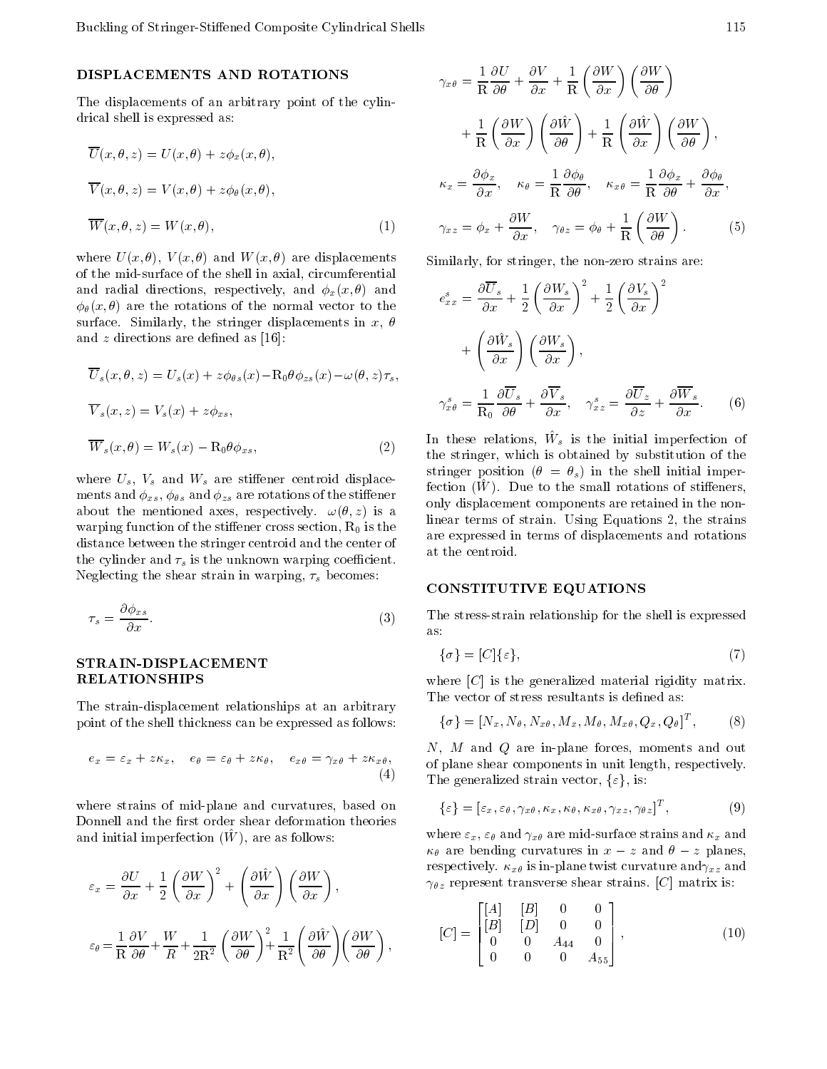## DISPLACEMENTS AND ROTATIONS

The displacements of an arbitrary point of the cylindrical shell is expressed as:

$$\overline{U}(x,\theta,z) = U(x,\theta) + z\phi_x(x,\theta),$$

$$\overline{V}(x,\theta,z) = V(x,\theta) + z\phi_\theta(x,\theta),$$

$$\overline{W}(x,\theta,z) = W(x,\theta), \tag{1}$$

where $U(x,\theta)$, $V(x,\theta)$ and $W(x,\theta)$ are displacements of the mid-surface of the shell in axial, circumferential and radial directions, respectively, and $\phi_x(x,\theta)$ and $\phi_\theta(x,\theta)$ are the rotations of the normal vector to the surface. Similarly, the stringer displacements in $x$, $\theta$ and $z$ directions are defined as [16]:

$$\overline{U}_s(x,\theta,z) = U_s(x) + z\phi_{\theta s}(x) - \mathrm{R}_0\theta\phi_{zs}(x) - \omega(\theta,z)\tau_s,$$

$$\overline{V}_s(x,z) = V_s(x) + z\phi_{xs},$$

$$\overline{W}_s(x,\theta) = W_s(x) - \mathrm{R}_0\theta\phi_{xs}, \tag{2}$$

where $U_s$, $V_s$ and $W_s$ are stiffener centroid displacements and $\phi_{xs}$, $\phi_{\theta s}$ and $\phi_{zs}$ are rotations of the stiffener about the mentioned axes, respectively. $\omega(\theta,z)$ is a warping function of the stiffener cross section, $\mathrm{R}_0$ is the distance between the stringer centroid and the center of the cylinder and $\tau_s$ is the unknown warping coefficient. Neglecting the shear strain in warping, $\tau_s$ becomes:

$$\tau_s = \frac{\partial \phi_{xs}}{\partial x}. \tag{3}$$

## STRAIN-DISPLACEMENT RELATIONSHIPS

The strain-displacement relationships at an arbitrary point of the shell thickness can be expressed as follows:

$$e_x = \varepsilon_x + z\kappa_x, \quad e_\theta = \varepsilon_\theta + z\kappa_\theta, \quad e_{x\theta} = \gamma_{x\theta} + z\kappa_{x\theta}, \tag{4}$$

where strains of mid-plane and curvatures, based on Donnell and the first order shear deformation theories and initial imperfection ($\hat{W}$), are as follows:

$$\varepsilon_x = \frac{\partial U}{\partial x} + \frac{1}{2}\left(\frac{\partial W}{\partial x}\right)^2 + \left(\frac{\partial \hat{W}}{\partial x}\right)\left(\frac{\partial W}{\partial x}\right),$$

$$\varepsilon_\theta = \frac{1}{\mathrm{R}}\frac{\partial V}{\partial \theta} + \frac{W}{R} + \frac{1}{2\mathrm{R}^2}\left(\frac{\partial W}{\partial \theta}\right)^2 + \frac{1}{\mathrm{R}^2}\left(\frac{\partial \hat{W}}{\partial \theta}\right)\left(\frac{\partial W}{\partial \theta}\right),$$

$$\gamma_{x\theta} = \frac{1}{\mathrm{R}}\frac{\partial U}{\partial \theta} + \frac{\partial V}{\partial x} + \frac{1}{\mathrm{R}}\left(\frac{\partial W}{\partial x}\right)\left(\frac{\partial W}{\partial \theta}\right) + \frac{1}{\mathrm{R}}\left(\frac{\partial W}{\partial x}\right)\left(\frac{\partial \hat{W}}{\partial \theta}\right) + \frac{1}{\mathrm{R}}\left(\frac{\partial \hat{W}}{\partial x}\right)\left(\frac{\partial W}{\partial \theta}\right),$$

$$\kappa_x = \frac{\partial \phi_x}{\partial x}, \quad \kappa_\theta = \frac{1}{\mathrm{R}}\frac{\partial \phi_\theta}{\partial \theta}, \quad \kappa_{x\theta} = \frac{1}{\mathrm{R}}\frac{\partial \phi_x}{\partial \theta} + \frac{\partial \phi_\theta}{\partial x},$$

$$\gamma_{xz} = \phi_x + \frac{\partial W}{\partial x}, \quad \gamma_{\theta z} = \phi_\theta + \frac{1}{\mathrm{R}}\left(\frac{\partial W}{\partial \theta}\right). \tag{5}$$

Similarly, for stringer, the non-zero strains are:

$$e^s_{xx} = \frac{\partial \overline{U}_s}{\partial x} + \frac{1}{2}\left(\frac{\partial W_s}{\partial x}\right)^2 + \frac{1}{2}\left(\frac{\partial V_s}{\partial x}\right)^2 + \left(\frac{\partial \hat{W}_s}{\partial x}\right)\left(\frac{\partial W_s}{\partial x}\right),$$

$$\gamma^s_{x\theta} = \frac{1}{\mathrm{R}_0}\frac{\partial \overline{U}_s}{\partial \theta} + \frac{\partial \overline{V}_s}{\partial x}, \quad \gamma^s_{xz} = \frac{\partial \overline{U}_z}{\partial z} + \frac{\partial \overline{W}_s}{\partial x}. \tag{6}$$

In these relations, $\hat{W}_s$ is the initial imperfection of the stringer, which is obtained by substitution of the stringer position ($\theta = \theta_s$) in the shell initial imperfection ($\hat{W}$). Due to the small rotations of stiffeners, only displacement components are retained in the nonlinear terms of strain. Using Equations 2, the strains are expressed in terms of displacements and rotations at the centroid.

## CONSTITUTIVE EQUATIONS

The stress-strain relationship for the shell is expressed as:

$$\{\sigma\} = [C]\{\varepsilon\}, \tag{7}$$

where $[C]$ is the generalized material rigidity matrix. The vector of stress resultants is defined as:

$$\{\sigma\} = [N_x, N_\theta, N_{x\theta}, M_x, M_\theta, M_{x\theta}, Q_x, Q_\theta]^T, \tag{8}$$

$N$, $M$ and $Q$ are in-plane forces, moments and out of plane shear components in unit length, respectively. The generalized strain vector, $\{\varepsilon\}$, is:

$$\{\varepsilon\} = [\varepsilon_x, \varepsilon_\theta, \gamma_{x\theta}, \kappa_x, \kappa_\theta, \kappa_{x\theta}, \gamma_{xz}, \gamma_{\theta z}]^T, \tag{9}$$

where $\varepsilon_x$, $\varepsilon_\theta$ and $\gamma_{x\theta}$ are mid-surface strains and $\kappa_x$ and $\kappa_\theta$ are bending curvatures in $x-z$ and $\theta-z$ planes, respectively. $\kappa_{x\theta}$ is in-plane twist curvature and $\gamma_{xz}$ and $\gamma_{\theta z}$ represent transverse shear strains. $[C]$ matrix is:

$$[C] = \begin{bmatrix} [A] & [B] & 0 & 0 \\ [B] & [D] & 0 & 0 \\ 0 & 0 & A_{44} & 0 \\ 0 & 0 & 0 & A_{55} \end{bmatrix}, \tag{10}$$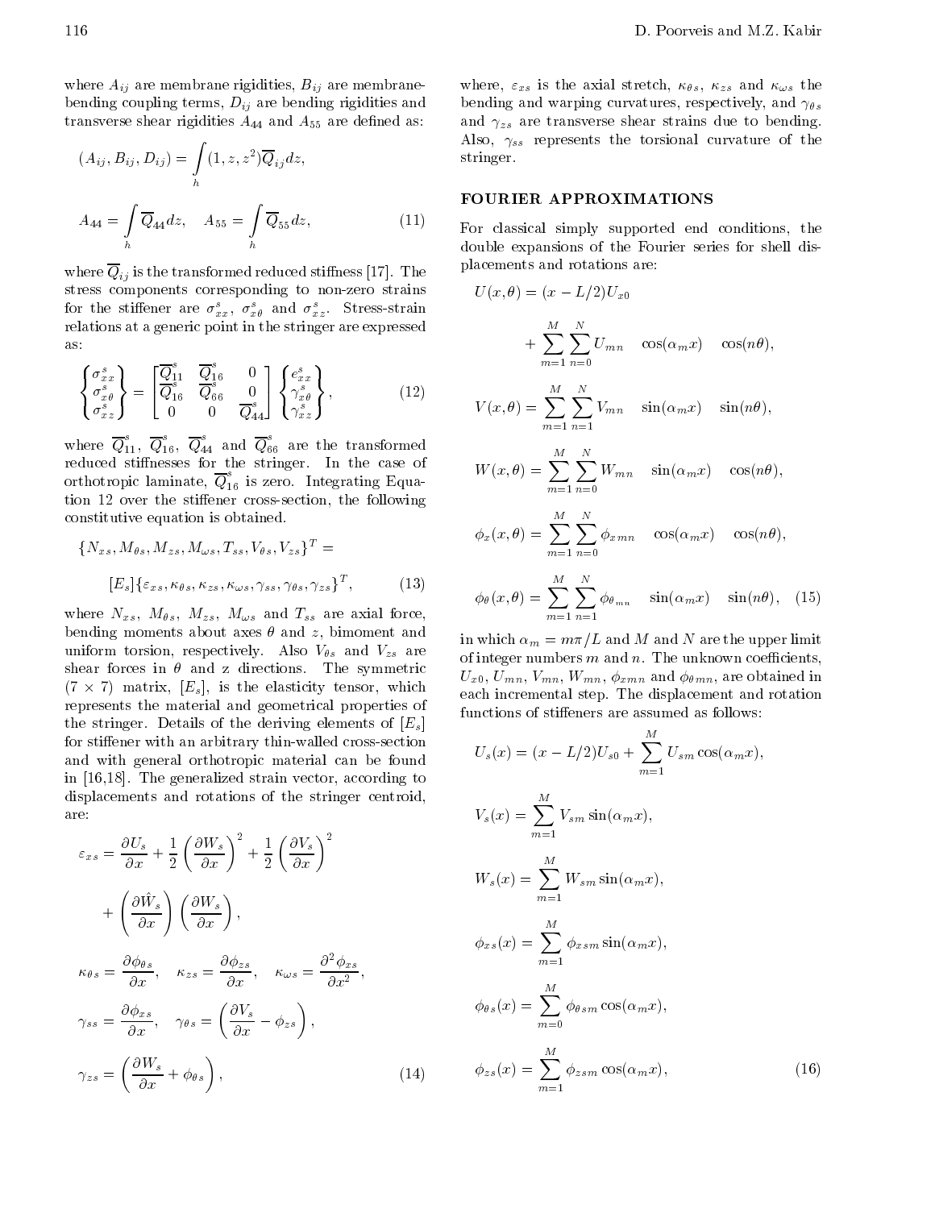where $A_{ij}$ are membrane rigidities, $B_{ij}$ are membrane-bending coupling terms, $D_{ij}$ are bending rigidities and transverse shear rigidities $A_{44}$ and $A_{55}$ are defined as:

$$(A_{ij}, B_{ij}, D_{ij}) = \int_h (1, z, z^2)\overline{Q}_{ij} dz,$$

$$A_{44} = \int_h \overline{Q}_{44} dz, \quad A_{55} = \int_h \overline{Q}_{55} dz, \tag{11}$$

where $\overline{Q}_{ij}$ is the transformed reduced stiffness [17]. The stress components corresponding to non-zero strains for the stiffener are $\sigma^s_{xx}$, $\sigma^s_{x\theta}$ and $\sigma^s_{xz}$. Stress-strain relations at a generic point in the stringer are expressed as:

$$\begin{Bmatrix} \sigma^s_{xx} \\ \sigma^s_{x\theta} \\ \sigma^s_{xz} \end{Bmatrix} = \begin{bmatrix} \overline{Q}^s_{11} & \overline{Q}^s_{16} & 0 \\ \overline{Q}^s_{16} & \overline{Q}^s_{66} & 0 \\ 0 & 0 & \overline{Q}^s_{44} \end{bmatrix} \begin{Bmatrix} e^s_{xx} \\ \gamma^s_{x\theta} \\ \gamma^s_{xz} \end{Bmatrix}, \tag{12}$$

where $\overline{Q}^s_{11}$, $\overline{Q}^s_{16}$, $\overline{Q}^s_{44}$ and $\overline{Q}^s_{66}$ are the transformed reduced stiffnesses for the stringer. In the case of orthotropic laminate, $\overline{Q}^s_{16}$ is zero. Integrating Equation 12 over the stiffener cross-section, the following constitutive equation is obtained.

$$\{N_{xs}, M_{\theta s}, M_{zs}, M_{\omega s}, T_{ss}, V_{\theta s}, V_{zs}\}^T =$$

$$[E_s]\{\varepsilon_{xs}, \kappa_{\theta s}, \kappa_{zs}, \kappa_{\omega s}, \gamma_{ss}, \gamma_{\theta s}, \gamma_{zs}\}^T, \tag{13}$$

where $N_{xs}$, $M_{\theta s}$, $M_{zs}$, $M_{\omega s}$ and $T_{ss}$ are axial force, bending moments about axes $\theta$ and $z$, bimoment and uniform torsion, respectively. Also $V_{\theta s}$ and $V_{zs}$ are shear forces in $\theta$ and z directions. The symmetric $(7 \times 7)$ matrix, $[E_s]$, is the elasticity tensor, which represents the material and geometrical properties of the stringer. Details of the deriving elements of $[E_s]$ for stiffener with an arbitrary thin-walled cross-section and with general orthotropic material can be found in [16,18]. The generalized strain vector, according to displacements and rotations of the stringer centroid, are:

$$\varepsilon_{xs} = \frac{\partial U_s}{\partial x} + \frac{1}{2}\left(\frac{\partial W_s}{\partial x}\right)^2 + \frac{1}{2}\left(\frac{\partial V_s}{\partial x}\right)^2 + \left(\frac{\partial \hat{W}_s}{\partial x}\right)\left(\frac{\partial W_s}{\partial x}\right),$$

$$\kappa_{\theta s} = \frac{\partial \phi_{\theta s}}{\partial x}, \quad \kappa_{zs} = \frac{\partial \phi_{zs}}{\partial x}, \quad \kappa_{\omega s} = \frac{\partial^2 \phi_{xs}}{\partial x^2},$$

$$\gamma_{ss} = \frac{\partial \phi_{xs}}{\partial x}, \quad \gamma_{\theta s} = \left(\frac{\partial V_s}{\partial x} - \phi_{zs}\right),$$

$$\gamma_{zs} = \left(\frac{\partial W_s}{\partial x} + \phi_{\theta s}\right), \tag{14}$$

where, $\varepsilon_{xs}$ is the axial stretch, $\kappa_{\theta s}$, $\kappa_{zs}$ and $\kappa_{\omega s}$ the bending and warping curvatures, respectively, and $\gamma_{\theta s}$ and $\gamma_{zs}$ are transverse shear strains due to bending. Also, $\gamma_{ss}$ represents the torsional curvature of the stringer.

## FOURIER APPROXIMATIONS

For classical simply supported end conditions, the double expansions of the Fourier series for shell displacements and rotations are:

$$U(x,\theta) = (x - L/2)U_{x0} + \sum_{m=1}^{M}\sum_{n=0}^{N} U_{mn} \cos(\alpha_m x) \cos(n\theta),$$

$$V(x,\theta) = \sum_{m=1}^{M}\sum_{n=1}^{N} V_{mn} \sin(\alpha_m x) \sin(n\theta),$$

$$W(x,\theta) = \sum_{m=1}^{M}\sum_{n=0}^{N} W_{mn} \sin(\alpha_m x) \cos(n\theta),$$

$$\phi_x(x,\theta) = \sum_{m=1}^{M}\sum_{n=0}^{N} \phi_{xmn} \cos(\alpha_m x) \cos(n\theta),$$

$$\phi_\theta(x,\theta) = \sum_{m=1}^{M}\sum_{n=1}^{N} \phi_{\theta_{mn}} \sin(\alpha_m x) \sin(n\theta), \tag{15}$$

in which $\alpha_m = m\pi/L$ and $M$ and $N$ are the upper limit of integer numbers $m$ and $n$. The unknown coefficients, $U_{x0}$, $U_{mn}$, $V_{mn}$, $W_{mn}$, $\phi_{xmn}$ and $\phi_{\theta mn}$, are obtained in each incremental step. The displacement and rotation functions of stiffeners are assumed as follows:

$$U_s(x) = (x - L/2)U_{s0} + \sum_{m=1}^{M} U_{sm}\cos(\alpha_m x),$$

$$V_s(x) = \sum_{m=1}^{M} V_{sm}\sin(\alpha_m x),$$

$$W_s(x) = \sum_{m=1}^{M} W_{sm}\sin(\alpha_m x),$$

$$\phi_{xs}(x) = \sum_{m=1}^{M} \phi_{xsm}\sin(\alpha_m x),$$

$$\phi_{\theta s}(x) = \sum_{m=0}^{M} \phi_{\theta sm}\cos(\alpha_m x),$$

$$\phi_{zs}(x) = \sum_{m=1}^{M} \phi_{zsm}\cos(\alpha_m x), \tag{16}$$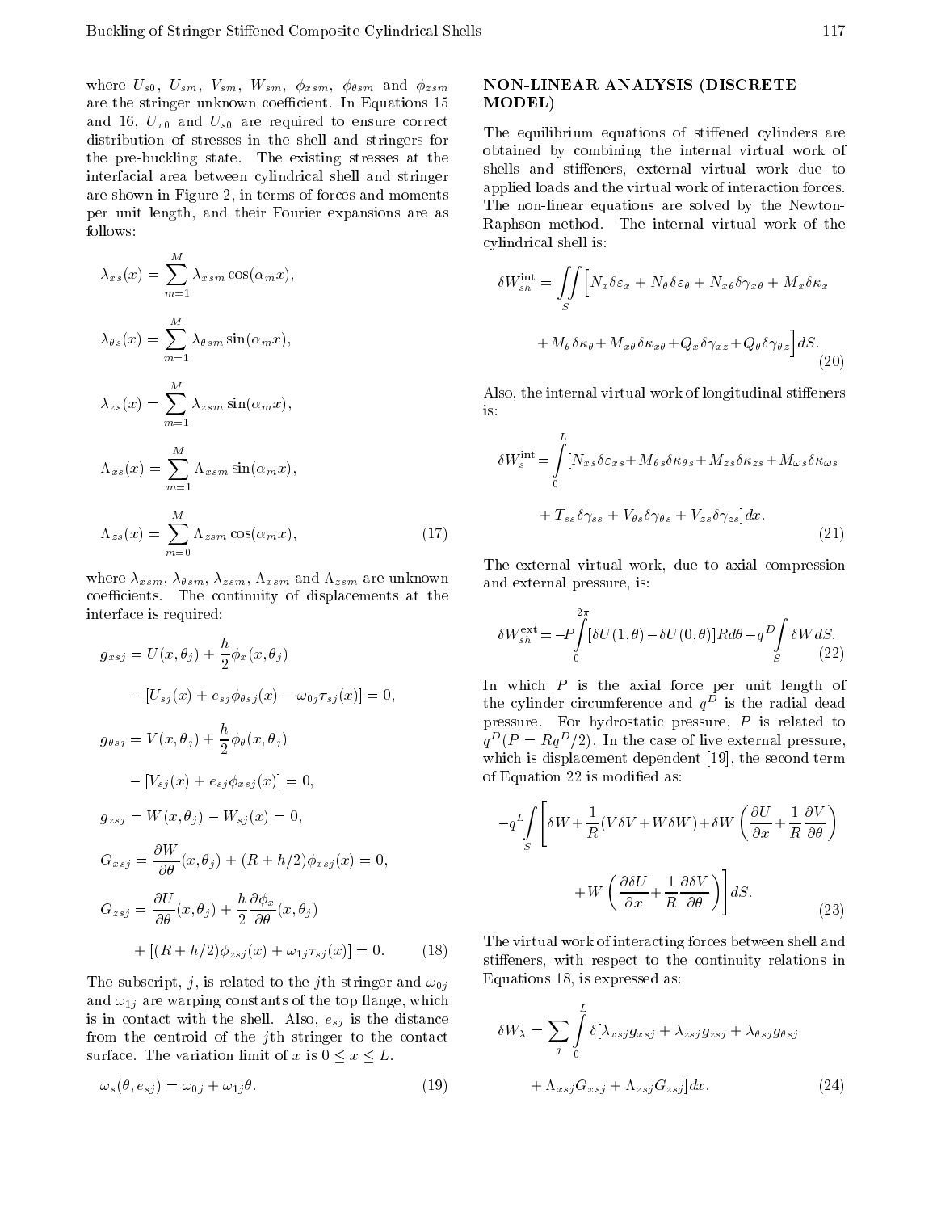where $U_{s0}$, $U_{sm}$, $V_{sm}$, $W_{sm}$, $\phi_{xsm}$, $\phi_{\theta sm}$ and $\phi_{zsm}$ are the stringer unknown coefficient. In Equations 15 and 16, $U_{x0}$ and $U_{s0}$ are required to ensure correct distribution of stresses in the shell and stringers for the pre-buckling state. The existing stresses at the interfacial area between cylindrical shell and stringer are shown in Figure 2, in terms of forces and moments per unit length, and their Fourier expansions are as follows:

$$\lambda_{xs}(x) = \sum_{m=1}^{M} \lambda_{xsm}\cos(\alpha_m x),$$

$$\lambda_{\theta s}(x) = \sum_{m=1}^{M} \lambda_{\theta sm}\sin(\alpha_m x),$$

$$\lambda_{zs}(x) = \sum_{m=1}^{M} \lambda_{zsm}\sin(\alpha_m x),$$

$$\Lambda_{xs}(x) = \sum_{m=1}^{M} \Lambda_{xsm}\sin(\alpha_m x),$$

$$\Lambda_{zs}(x) = \sum_{m=0}^{M} \Lambda_{zsm}\cos(\alpha_m x), \tag{17}$$

where $\lambda_{xsm}$, $\lambda_{\theta sm}$, $\lambda_{zsm}$, $\Lambda_{xsm}$ and $\Lambda_{zsm}$ are unknown coefficients. The continuity of displacements at the interface is required:

$$g_{xsj} = U(x,\theta_j) + \frac{h}{2}\phi_x(x,\theta_j) - [U_{sj}(x) + e_{sj}\phi_{\theta sj}(x) - \omega_{0j}\tau_{sj}(x)] = 0,$$

$$g_{\theta sj} = V(x,\theta_j) + \frac{h}{2}\phi_\theta(x,\theta_j) - [V_{sj}(x) + e_{sj}\phi_{xsj}(x)] = 0,$$

$$g_{zsj} = W(x,\theta_j) - W_{sj}(x) = 0,$$

$$G_{xsj} = \frac{\partial W}{\partial \theta}(x,\theta_j) + (R + h/2)\phi_{xsj}(x) = 0,$$

$$G_{zsj} = \frac{\partial U}{\partial \theta}(x,\theta_j) + \frac{h}{2}\frac{\partial \phi_x}{\partial \theta}(x,\theta_j) + [(R+h/2)\phi_{zsj}(x) + \omega_{1j}\tau_{sj}(x)] = 0. \tag{18}$$

The subscript, $j$, is related to the $j$th stringer and $\omega_{0j}$ and $\omega_{1j}$ are warping constants of the top flange, which is in contact with the shell. Also, $e_{sj}$ is the distance from the centroid of the $j$th stringer to the contact surface. The variation limit of $x$ is $0 \le x \le L$.

$$\omega_s(\theta, e_{sj}) = \omega_{0j} + \omega_{1j}\theta. \tag{19}$$

## NON-LINEAR ANALYSIS (DISCRETE MODEL)

The equilibrium equations of stiffened cylinders are obtained by combining the internal virtual work of shells and stiffeners, external virtual work due to applied loads and the virtual work of interaction forces. The non-linear equations are solved by the Newton-Raphson method. The internal virtual work of the cylindrical shell is:

$$\delta W_{sh}^{\text{int}} = \iint_S \Big[N_x\delta\varepsilon_x + N_\theta\delta\varepsilon_\theta + N_{x\theta}\delta\gamma_{x\theta} + M_x\delta\kappa_x + M_\theta\delta\kappa_\theta + M_{x\theta}\delta\kappa_{x\theta} + Q_x\delta\gamma_{xz} + Q_\theta\delta\gamma_{\theta z}\Big]dS. \tag{20}$$

Also, the internal virtual work of longitudinal stiffeners is:

$$\delta W_s^{\text{int}} = \int_0^L [N_{xs}\delta\varepsilon_{xs} + M_{\theta s}\delta\kappa_{\theta s} + M_{zs}\delta\kappa_{zs} + M_{\omega s}\delta\kappa_{\omega s} + T_{ss}\delta\gamma_{ss} + V_{\theta s}\delta\gamma_{\theta s} + V_{zs}\delta\gamma_{zs}]dx. \tag{21}$$

The external virtual work, due to axial compression and external pressure, is:

$$\delta W_{sh}^{\text{ext}} = -P\int_0^{2\pi}[\delta U(1,\theta) - \delta U(0,\theta)]Rd\theta - q^D\int_S \delta W dS. \tag{22}$$

In which $P$ is the axial force per unit length of the cylinder circumference and $q^D$ is the radial dead pressure. For hydrostatic pressure, $P$ is related to $q^D (P = Rq^D/2)$. In the case of live external pressure, which is displacement dependent [19], the second term of Equation 22 is modified as:

$$-q^L\int_S \left[\delta W + \frac{1}{R}(V\delta V + W\delta W) + \delta W\left(\frac{\partial U}{\partial x} + \frac{1}{R}\frac{\partial V}{\partial \theta}\right) + W\left(\frac{\partial \delta U}{\partial x} + \frac{1}{R}\frac{\partial \delta V}{\partial \theta}\right)\right]dS. \tag{23}$$

The virtual work of interacting forces between shell and stiffeners, with respect to the continuity relations in Equations 18, is expressed as:

$$\delta W_\lambda = \sum_j \int_0^L \delta[\lambda_{xsj}g_{xsj} + \lambda_{zsj}g_{zsj} + \lambda_{\theta sj}g_{\theta sj} + \Lambda_{xsj}G_{xsj} + \Lambda_{zsj}G_{zsj}]dx. \tag{24}$$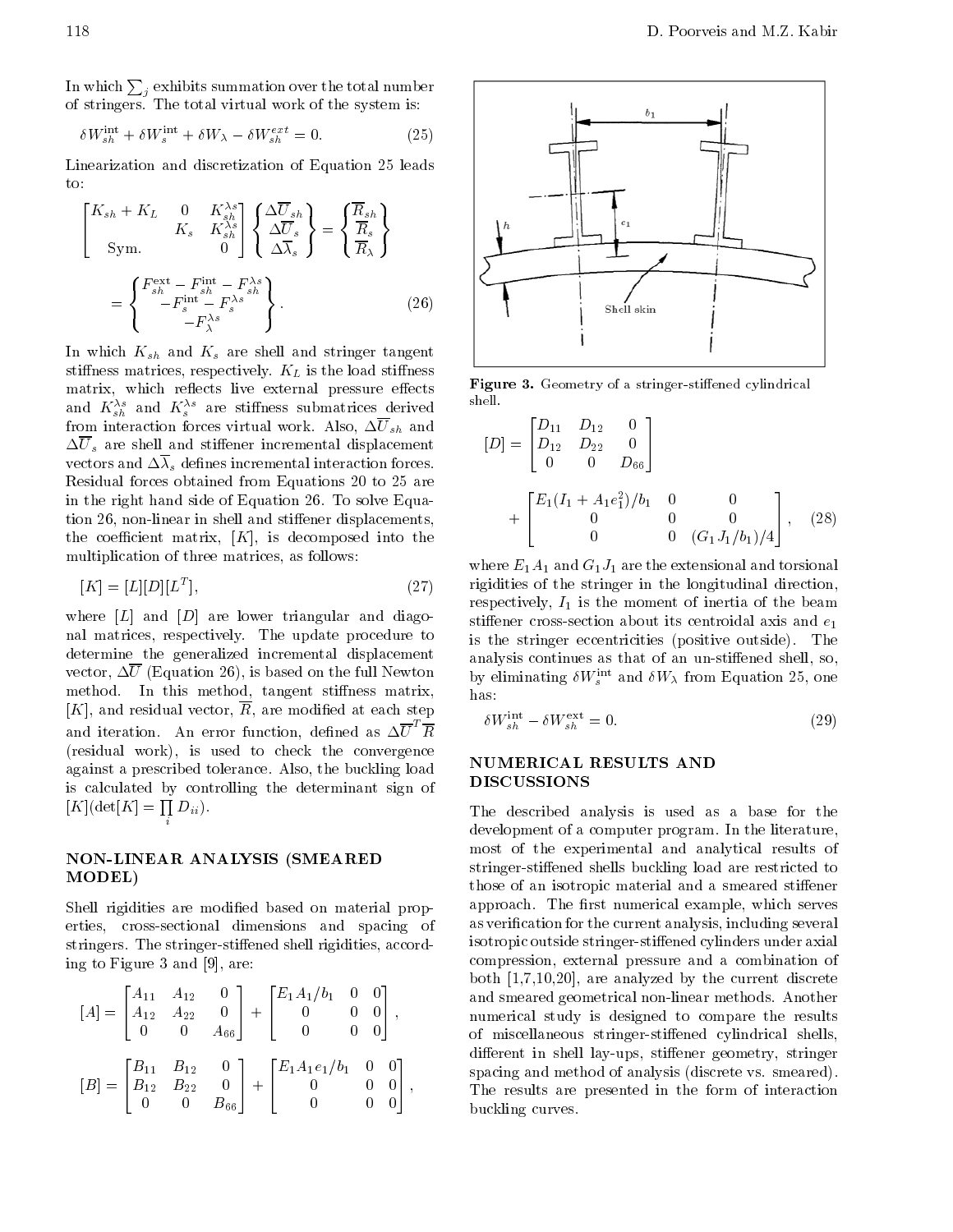In which $\sum_j$ exhibits summation over the total number of stringers. The total virtual work of the system is:

$$\delta W_{sh}^{\text{int}} + \delta W_s^{\text{int}} + \delta W_\lambda - \delta W_{sh}^{ext} = 0. \tag{25}$$

Linearization and discretization of Equation 25 leads to:

$$\begin{bmatrix} K_{sh} + K_L & 0 & K_{sh}^{\lambda s} \\ & K_s & K_{sh}^{\lambda s} \\ \text{Sym.} & & 0 \end{bmatrix} \begin{Bmatrix} \Delta\overline{U}_{sh} \\ \Delta\overline{U}_s \\ \Delta\overline{\lambda}_s \end{Bmatrix} = \begin{Bmatrix} \overline{R}_{sh} \\ \overline{R}_s \\ \overline{R}_\lambda \end{Bmatrix}$$

$$= \begin{Bmatrix} F_{sh}^{\text{ext}} - F_{sh}^{\text{int}} - F_{sh}^{\lambda s} \\ -F_s^{\text{int}} - F_s^{\lambda s} \\ -F_\lambda^{\lambda s} \end{Bmatrix}. \tag{26}$$

In which $K_{sh}$ and $K_s$ are shell and stringer tangent stiffness matrices, respectively. $K_L$ is the load stiffness matrix, which reflects live external pressure effects and $K_{sh}^{\lambda s}$ and $K_s^{\lambda s}$ are stiffness submatrices derived from interaction forces virtual work. Also, $\Delta\overline{U}_{sh}$ and $\Delta\overline{U}_s$ are shell and stiffener incremental displacement vectors and $\Delta\overline{\lambda}_s$ defines incremental interaction forces. Residual forces obtained from Equations 20 to 25 are in the right hand side of Equation 26. To solve Equation 26, non-linear in shell and stiffener displacements, the coefficient matrix, $[K]$, is decomposed into the multiplication of three matrices, as follows:

$$[K] = [L][D][L^T], \tag{27}$$

where $[L]$ and $[D]$ are lower triangular and diagonal matrices, respectively. The update procedure to determine the generalized incremental displacement vector, $\Delta\overline{U}$ (Equation 26), is based on the full Newton method. In this method, tangent stiffness matrix, $[K]$, and residual vector, $\overline{R}$, are modified at each step and iteration. An error function, defined as $\Delta\overline{U}^T\overline{R}$ (residual work), is used to check the convergence against a prescribed tolerance. Also, the buckling load is calculated by controlling the determinant sign of $[K](\det[K] = \prod_i D_{ii})$.

## NON-LINEAR ANALYSIS (SMEARED MODEL)

Shell rigidities are modified based on material properties, cross-sectional dimensions and spacing of stringers. The stringer-stiffened shell rigidities, according to Figure 3 and [9], are:

$$[A] = \begin{bmatrix} A_{11} & A_{12} & 0 \\ A_{12} & A_{22} & 0 \\ 0 & 0 & A_{66} \end{bmatrix} + \begin{bmatrix} E_1A_1/b_1 & 0 & 0 \\ 0 & 0 & 0 \\ 0 & 0 & 0 \end{bmatrix},$$

$$[B] = \begin{bmatrix} B_{11} & B_{12} & 0 \\ B_{12} & B_{22} & 0 \\ 0 & 0 & B_{66} \end{bmatrix} + \begin{bmatrix} E_1A_1e_1/b_1 & 0 & 0 \\ 0 & 0 & 0 \\ 0 & 0 & 0 \end{bmatrix},$$

**Figure 3.** Geometry of a stringer-stiffened cylindrical shell.

$$[D] = \begin{bmatrix} D_{11} & D_{12} & 0 \\ D_{12} & D_{22} & 0 \\ 0 & 0 & D_{66} \end{bmatrix} + \begin{bmatrix} E_1(I_1 + A_1e_1^2)/b_1 & 0 & 0 \\ 0 & 0 & 0 \\ 0 & 0 & (G_1J_1/b_1)/4 \end{bmatrix}, \tag{28}$$

where $E_1A_1$ and $G_1J_1$ are the extensional and torsional rigidities of the stringer in the longitudinal direction, respectively, $I_1$ is the moment of inertia of the beam stiffener cross-section about its centroidal axis and $e_1$ is the stringer eccentricities (positive outside). The analysis continues as that of an un-stiffened shell, so, by eliminating $\delta W_s^{\text{int}}$ and $\delta W_\lambda$ from Equation 25, one has:

$$\delta W_{sh}^{\text{int}} - \delta W_{sh}^{\text{ext}} = 0. \tag{29}$$

## NUMERICAL RESULTS AND DISCUSSIONS

The described analysis is used as a base for the development of a computer program. In the literature, most of the experimental and analytical results of stringer-stiffened shells buckling load are restricted to those of an isotropic material and a smeared stiffener approach. The first numerical example, which serves as verification for the current analysis, including several isotropic outside stringer-stiffened cylinders under axial compression, external pressure and a combination of both [1,7,10,20], are analyzed by the current discrete and smeared geometrical non-linear methods. Another numerical study is designed to compare the results of miscellaneous stringer-stiffened cylindrical shells, different in shell lay-ups, stiffener geometry, stringer spacing and method of analysis (discrete vs. smeared). The results are presented in the form of interaction buckling curves.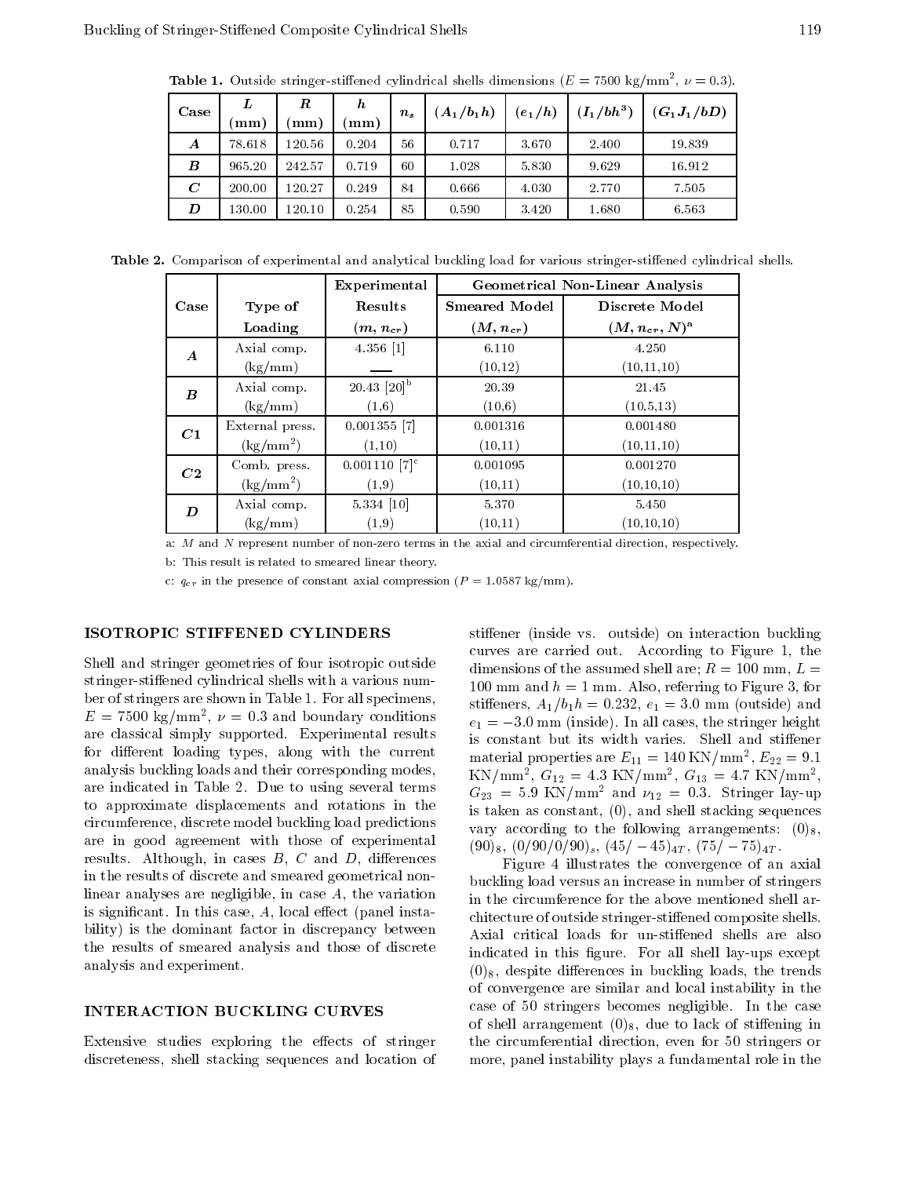**Table 1.** Outside stringer-stiffened cylindrical shells dimensions ($E = 7500$ kg/mm$^2$, $\nu = 0.3$).

| Case | $L$ (mm) | $R$ (mm) | $h$ (mm) | $n_s$ | $(A_1/b_1h)$ | $(e_1/h)$ | $(I_1/bh^3)$ | $(G_1J_1/bD)$ |
|---|---|---|---|---|---|---|---|---|
| $A$ | 78.618 | 120.56 | 0.204 | 56 | 0.717 | 3.670 | 2.400 | 19.839 |
| $B$ | 965.20 | 242.57 | 0.719 | 60 | 1.028 | 5.830 | 9.629 | 16.912 |
| $C$ | 200.00 | 120.27 | 0.249 | 84 | 0.666 | 4.030 | 2.770 | 7.505 |
| $D$ | 130.00 | 120.10 | 0.254 | 85 | 0.590 | 3.420 | 1.680 | 6.563 |

**Table 2.** Comparison of experimental and analytical buckling load for various stringer-stiffened cylindrical shells.

| Case | Type of Loading | Experimental Results $(m, n_{cr})$ | Geometrical Non-Linear Analysis: Smeared Model $(M, n_{cr})$ | Geometrical Non-Linear Analysis: Discrete Model $(M, n_{cr}, N)$[a] |
|---|---|---|---|---|
| $A$ | Axial comp. (kg/mm) | 4.356 [1] <br> — | 6.110 <br> (10,12) | 4.250 <br> (10,11,10) |
| $B$ | Axial comp. (kg/mm) | 20.43 [20][b] <br> (1,6) | 20.39 <br> (10,6) | 21.45 <br> (10,5,13) |
| $C1$ | External press. (kg/mm$^2$) | 0.001355 [7] <br> (1,10) | 0.001316 <br> (10,11) | 0.001480 <br> (10,11,10) |
| $C2$ | Comb. press. (kg/mm$^2$) | 0.001110 [7][c] <br> (1,9) | 0.001095 <br> (10,11) | 0.001270 <br> (10,10,10) |
| $D$ | Axial comp. (kg/mm) | 5.334 [10] <br> (1,9) | 5.370 <br> (10,11) | 5.450 <br> (10,10,10) |

a: $M$ and $N$ represent number of non-zero terms in the axial and circumferential direction, respectively.

b: This result is related to smeared linear theory.

c: $q_{cr}$ in the presence of constant axial compression ($P = 1.0587$ kg/mm).

## ISOTROPIC STIFFENED CYLINDERS

Shell and stringer geometries of four isotropic outside stringer-stiffened cylindrical shells with a various number of stringers are shown in Table 1. For all specimens, $E = 7500$ kg/mm$^2$, $\nu = 0.3$ and boundary conditions are classical simply supported. Experimental results for different loading types, along with the current analysis buckling loads and their corresponding modes, are indicated in Table 2. Due to using several terms to approximate displacements and rotations in the circumference, discrete model buckling load predictions are in good agreement with those of experimental results. Although, in cases $B$, $C$ and $D$, differences in the results of discrete and smeared geometrical non-linear analyses are negligible, in case $A$, the variation is significant. In this case, $A$, local effect (panel instability) is the dominant factor in discrepancy between the results of smeared analysis and those of discrete analysis and experiment.

## INTERACTION BUCKLING CURVES

Extensive studies exploring the effects of stringer discreteness, shell stacking sequences and location of stiffener (inside vs. outside) on interaction buckling curves are carried out. According to Figure 1, the dimensions of the assumed shell are; $R = 100$ mm, $L = 100$ mm and $h = 1$ mm. Also, referring to Figure 3, for stiffeners, $A_1/b_1h = 0.232$, $e_1 = 3.0$ mm (outside) and $e_1 = -3.0$ mm (inside). In all cases, the stringer height is constant but its width varies. Shell and stiffener material properties are $E_{11} = 140$ KN/mm$^2$, $E_{22} = 9.1$ KN/mm$^2$, $G_{12} = 4.3$ KN/mm$^2$, $G_{13} = 4.7$ KN/mm$^2$, $G_{23} = 5.9$ KN/mm$^2$ and $\nu_{12} = 0.3$. Stringer lay-up is taken as constant, (0), and shell stacking sequences vary according to the following arrangements: $(0)_8$, $(90)_8$, $(0/90/0/90)_s$, $(45/-45)_{4T}$, $(75/-75)_{4T}$.

Figure 4 illustrates the convergence of an axial buckling load versus an increase in number of stringers in the circumference for the above mentioned shell architecture of outside stringer-stiffened composite shells. Axial critical loads for un-stiffened shells are also indicated in this figure. For all shell lay-ups except $(0)_8$, despite differences in buckling loads, the trends of convergence are similar and local instability in the case of 50 stringers becomes negligible. In the case of shell arrangement $(0)_8$, due to lack of stiffening in the circumferential direction, even for 50 stringers or more, panel instability plays a fundamental role in the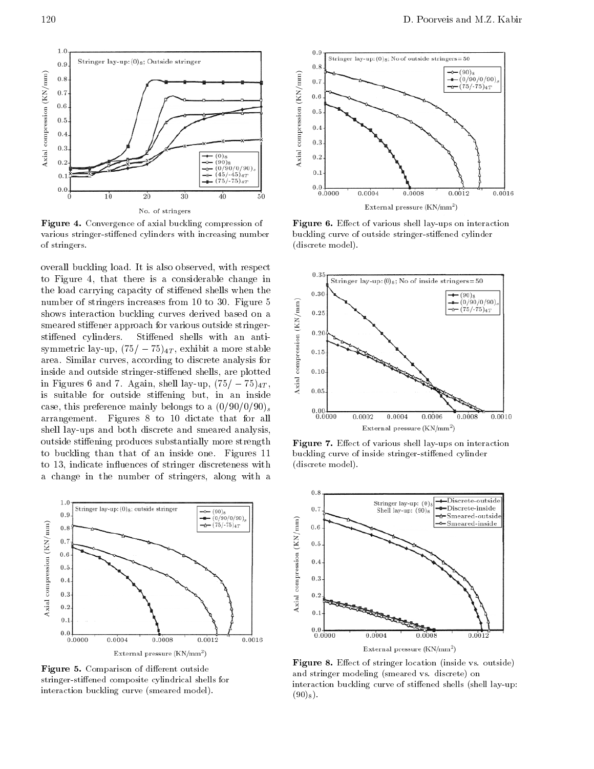Figure 4. Convergence of axial buckling compression of various stringer-stiffened cylinders with increasing number of stringers.

overall buckling load. It is also observed, with respect to Figure 4, that there is a considerable change in the load carrying capacity of stiffened shells when the number of stringers increases from 10 to 30. Figure 5 shows interaction buckling curves derived based on a smeared stiffener approach for various outside stringer-stiffened cylinders. Stiffened shells with an anti-symmetric lay-up, $(75/-75)_{4T}$, exhibit a more stable area. Similar curves, according to discrete analysis for inside and outside stringer-stiffened shells, are plotted in Figures 6 and 7. Again, shell lay-up, $(75/-75)_{4T}$, is suitable for outside stiffening but, in an inside case, this preference mainly belongs to a $(0/90/0/90)_s$ arrangement. Figures 8 to 10 dictate that for all shell lay-ups and both discrete and smeared analysis, outside stiffening produces substantially more strength to buckling than that of an inside one. Figures 11 to 13, indicate influences of stringer discreteness with a change in the number of stringers, along with a

Figure 5. Comparison of different outside stringer-stiffened composite cylindrical shells for interaction buckling curve (smeared model).

Figure 6. Effect of various shell lay-ups on interaction buckling curve of outside stringer-stiffened cylinder (discrete model).

Figure 7. Effect of various shell lay-ups on interaction buckling curve of inside stringer-stiffened cylinder (discrete model).

Figure 8. Effect of stringer location (inside vs. outside) and stringer modeling (smeared vs. discrete) on interaction buckling curve of stiffened shells (shell lay-up: $(90)_S$).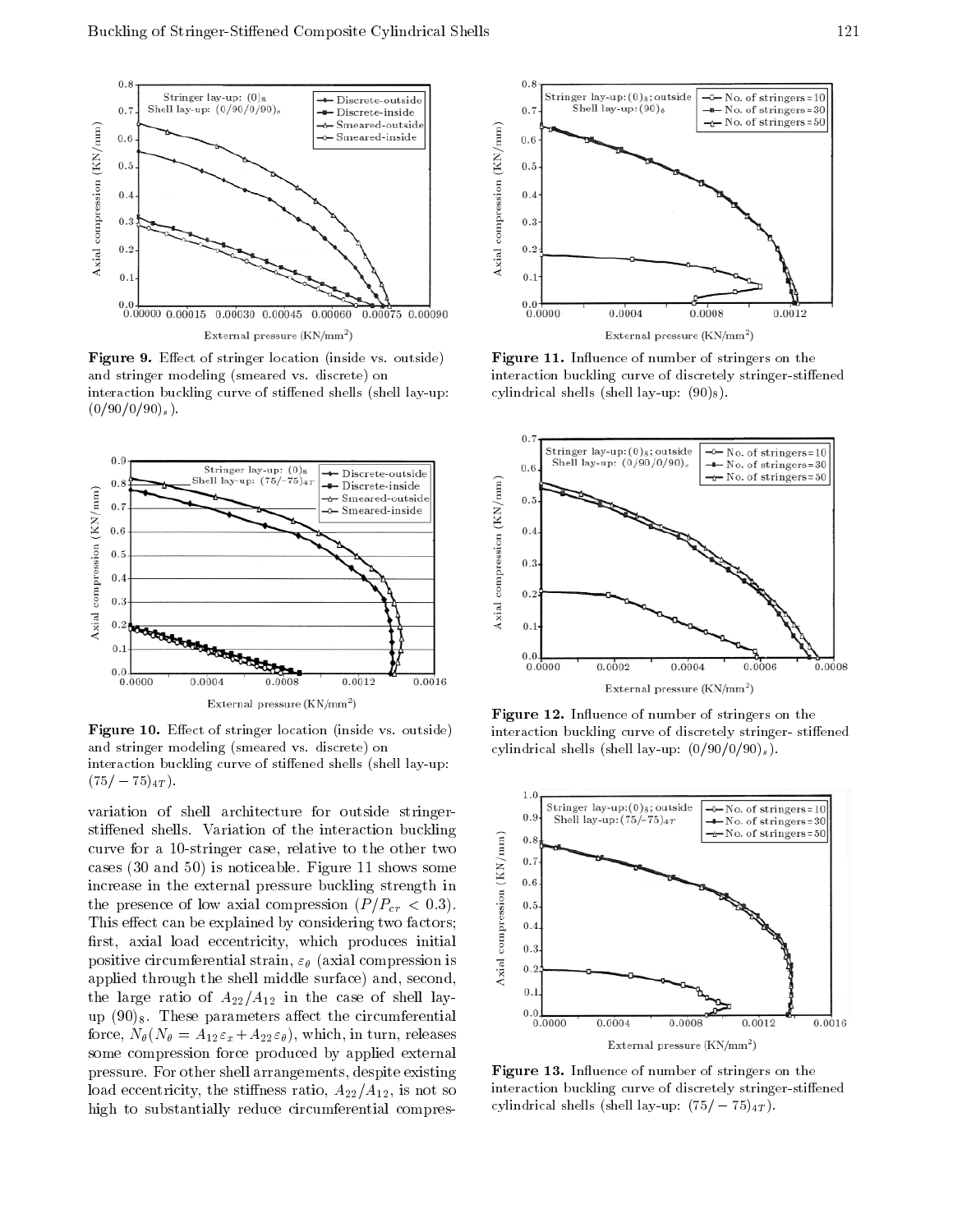Figure 9. Effect of stringer location (inside vs. outside) and stringer modeling (smeared vs. discrete) on interaction buckling curve of stiffened shells (shell lay-up: $(0/90/0/90)_s$).

Figure 10. Effect of stringer location (inside vs. outside) and stringer modeling (smeared vs. discrete) on interaction buckling curve of stiffened shells (shell lay-up: $(75/-75)_{4T}$).

variation of shell architecture for outside stringer-stiffened shells. Variation of the interaction buckling curve for a 10-stringer case, relative to the other two cases (30 and 50) is noticeable. Figure 11 shows some increase in the external pressure buckling strength in the presence of low axial compression ($P/P_{cr} < 0.3$). This effect can be explained by considering two factors; first, axial load eccentricity, which produces initial positive circumferential strain, $\varepsilon_\theta$ (axial compression is applied through the shell middle surface) and, second, the large ratio of $A_{22}/A_{12}$ in the case of shell lay-up $(90)_8$. These parameters affect the circumferential force, $N_\theta (N_\theta = A_{12}\varepsilon_x + A_{22}\varepsilon_\theta)$, which, in turn, releases some compression force produced by applied external pressure. For other shell arrangements, despite existing load eccentricity, the stiffness ratio, $A_{22}/A_{12}$, is not so high to substantially reduce circumferential compres-

Figure 11. Influence of number of stringers on the interaction buckling curve of discretely stringer-stiffened cylindrical shells (shell lay-up: $(90)_8$).

Figure 12. Influence of number of stringers on the interaction buckling curve of discretely stringer- stiffened cylindrical shells (shell lay-up: $(0/90/0/90)_s$).

Figure 13. Influence of number of stringers on the interaction buckling curve of discretely stringer-stiffened cylindrical shells (shell lay-up: $(75/-75)_{4T}$).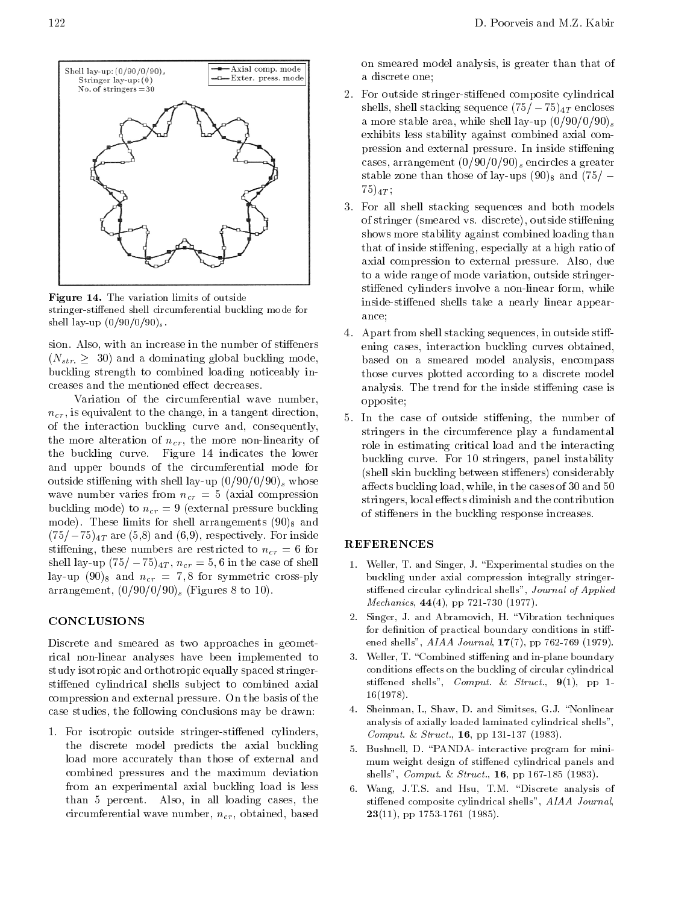Figure 14. The variation limits of outside stringer-stiffened shell circumferential buckling mode for shell lay-up $(0/90/0/90)_s$.

sion. Also, with an increase in the number of stiffeners ($N_{str.} \geq 30$) and a dominating global buckling mode, buckling strength to combined loading noticeably increases and the mentioned effect decreases.

Variation of the circumferential wave number, $n_{cr}$, is equivalent to the change, in a tangent direction, of the interaction buckling curve and, consequently, the more alteration of $n_{cr}$, the more non-linearity of the buckling curve. Figure 14 indicates the lower and upper bounds of the circumferential mode for outside stiffening with shell lay-up $(0/90/0/90)_s$ whose wave number varies from $n_{cr} = 5$ (axial compression buckling mode) to $n_{cr} = 9$ (external pressure buckling mode). These limits for shell arrangements $(90)_8$ and $(75/-75)_{4T}$ are (5,8) and (6,9), respectively. For inside stiffening, these numbers are restricted to $n_{cr} = 6$ for shell lay-up $(75/-75)_{4T}$, $n_{cr} = 5, 6$ in the case of shell lay-up $(90)_8$ and $n_{cr} = 7, 8$ for symmetric cross-ply arrangement, $(0/90/0/90)_s$ (Figures 8 to 10).

## CONCLUSIONS

Discrete and smeared as two approaches in geometrical non-linear analyses have been implemented to study isotropic and orthotropic equally spaced stringer-stiffened cylindrical shells subject to combined axial compression and external pressure. On the basis of the case studies, the following conclusions may be drawn:

1. For isotropic outside stringer-stiffened cylinders, the discrete model predicts the axial buckling load more accurately than those of external and combined pressures and the maximum deviation from an experimental axial buckling load is less than 5 percent. Also, in all loading cases, the circumferential wave number, $n_{cr}$, obtained, based on smeared model analysis, is greater than that of a discrete one;
2. For outside stringer-stiffened composite cylindrical shells, shell stacking sequence $(75/-75)_{4T}$ encloses a more stable area, while shell lay-up $(0/90/0/90)_s$ exhibits less stability against combined axial compression and external pressure. In inside stiffening cases, arrangement $(0/90/0/90)_s$ encircles a greater stable zone than those of lay-ups $(90)_8$ and $(75/-75)_{4T}$;
3. For all shell stacking sequences and both models of stringer (smeared vs. discrete), outside stiffening shows more stability against combined loading than that of inside stiffening, especially at a high ratio of axial compression to external pressure. Also, due to a wide range of mode variation, outside stringer-stiffened cylinders involve a non-linear form, while inside-stiffened shells take a nearly linear appearance;
4. Apart from shell stacking sequences, in outside stiffening cases, interaction buckling curves obtained, based on a smeared model analysis, encompass those curves plotted according to a discrete model analysis. The trend for the inside stiffening case is opposite;
5. In the case of outside stiffening, the number of stringers in the circumference play a fundamental role in estimating critical load and the interacting buckling curve. For 10 stringers, panel instability (shell skin buckling between stiffeners) considerably affects buckling load, while, in the cases of 30 and 50 stringers, local effects diminish and the contribution of stiffeners in the buckling response increases.

## REFERENCES

1. Weller, T. and Singer, J. "Experimental studies on the buckling under axial compression integrally stringer-stiffened circular cylindrical shells", *Journal of Applied Mechanics*, **44**(4), pp 721-730 (1977).
2. Singer, J. and Abramovich, H. "Vibration techniques for definition of practical boundary conditions in stiffened shells", *AIAA Journal*, **17**(7), pp 762-769 (1979).
3. Weller, T. "Combined stiffening and in-plane boundary conditions effects on the buckling of circular cylindrical stiffened shells", *Comput. & Struct.*, **9**(1), pp 1-16(1978).
4. Sheinman, I., Shaw, D. and Simitses, G.J. "Nonlinear analysis of axially loaded laminated cylindrical shells", *Comput. & Struct.*, **16**, pp 131-137 (1983).
5. Bushnell, D. "PANDA- interactive program for minimum weight design of stiffened cylindrical panels and shells", *Comput. & Struct.*, **16**, pp 167-185 (1983).
6. Wang, J.T.S. and Hsu, T.M. "Discrete analysis of stiffened composite cylindrical shells", *AIAA Journal*, **23**(11), pp 1753-1761 (1985).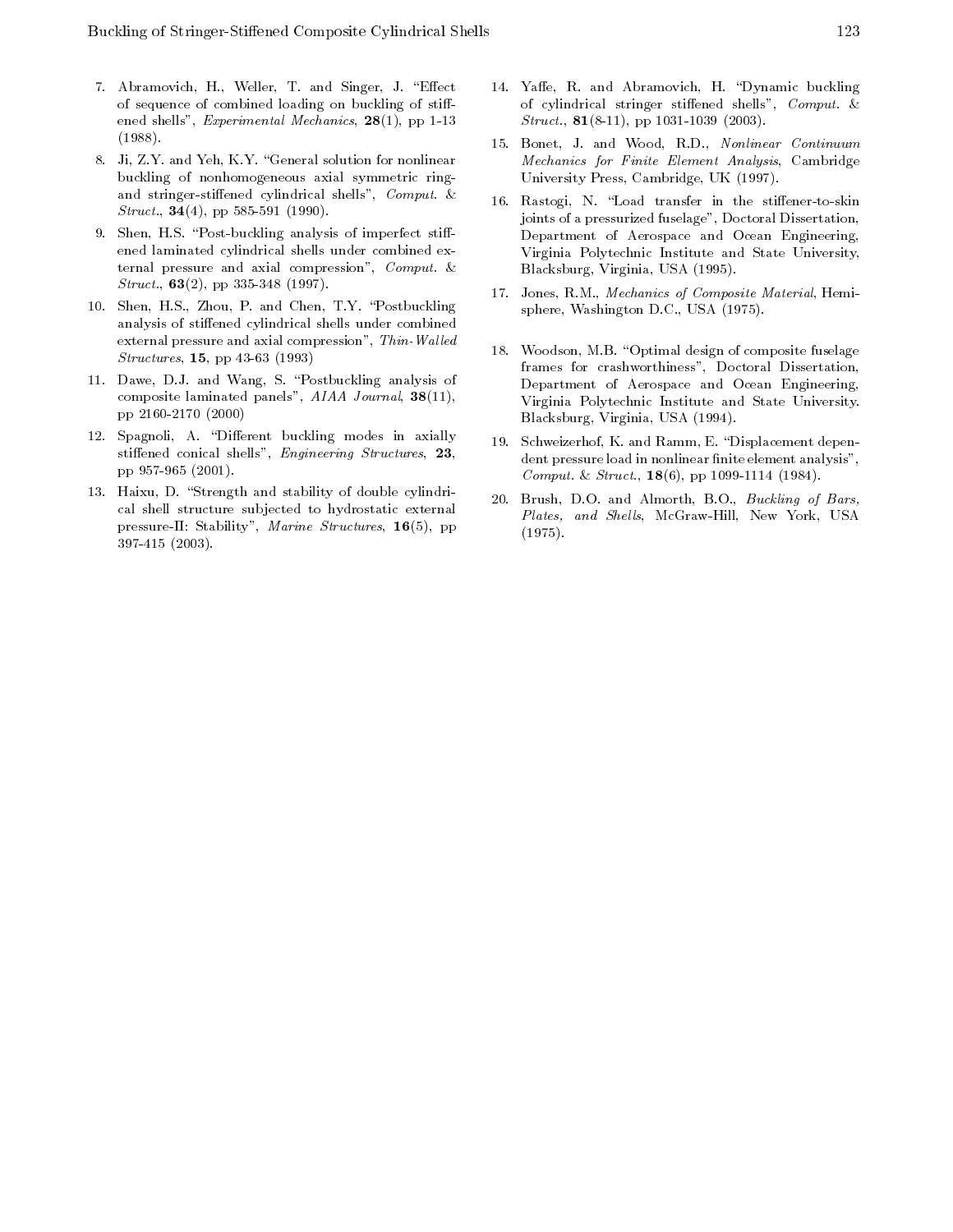7. Abramovich, H., Weller, T. and Singer, J. "Effect of sequence of combined loading on buckling of stiffened shells", *Experimental Mechanics*, **28**(1), pp 1-13 (1988).

8. Ji, Z.Y. and Yeh, K.Y. "General solution for nonlinear buckling of nonhomogeneous axial symmetric ring- and stringer-stiffened cylindrical shells", *Comput. & Struct.*, **34**(4), pp 585-591 (1990).

9. Shen, H.S. "Post-buckling analysis of imperfect stiffened laminated cylindrical shells under combined external pressure and axial compression", *Comput. & Struct.*, **63**(2), pp 335-348 (1997).

10. Shen, H.S., Zhou, P. and Chen, T.Y. "Postbuckling analysis of stiffened cylindrical shells under combined external pressure and axial compression", *Thin-Walled Structures*, **15**, pp 43-63 (1993)

11. Dawe, D.J. and Wang, S. "Postbuckling analysis of composite laminated panels", *AIAA Journal*, **38**(11), pp 2160-2170 (2000)

12. Spagnoli, A. "Different buckling modes in axially stiffened conical shells", *Engineering Structures*, **23**, pp 957-965 (2001).

13. Haixu, D. "Strength and stability of double cylindrical shell structure subjected to hydrostatic external pressure-II: Stability", *Marine Structures*, **16**(5), pp 397-415 (2003).

14. Yaffe, R. and Abramovich, H. "Dynamic buckling of cylindrical stringer stiffened shells", *Comput. & Struct.*, **81**(8-11), pp 1031-1039 (2003).

15. Bonet, J. and Wood, R.D., *Nonlinear Continuum Mechanics for Finite Element Analysis*, Cambridge University Press, Cambridge, UK (1997).

16. Rastogi, N. "Load transfer in the stiffener-to-skin joints of a pressurized fuselage", Doctoral Dissertation, Department of Aerospace and Ocean Engineering, Virginia Polytechnic Institute and State University, Blacksburg, Virginia, USA (1995).

17. Jones, R.M., *Mechanics of Composite Material*, Hemisphere, Washington D.C., USA (1975).

18. Woodson, M.B. "Optimal design of composite fuselage frames for crashworthiness", Doctoral Dissertation, Department of Aerospace and Ocean Engineering, Virginia Polytechnic Institute and State University. Blacksburg, Virginia, USA (1994).

19. Schweizerhof, K. and Ramm, E. "Displacement dependent pressure load in nonlinear finite element analysis", *Comput. & Struct.*, **18**(6), pp 1099-1114 (1984).

20. Brush, D.O. and Almorth, B.O., *Buckling of Bars, Plates, and Shells*, McGraw-Hill, New York, USA (1975).